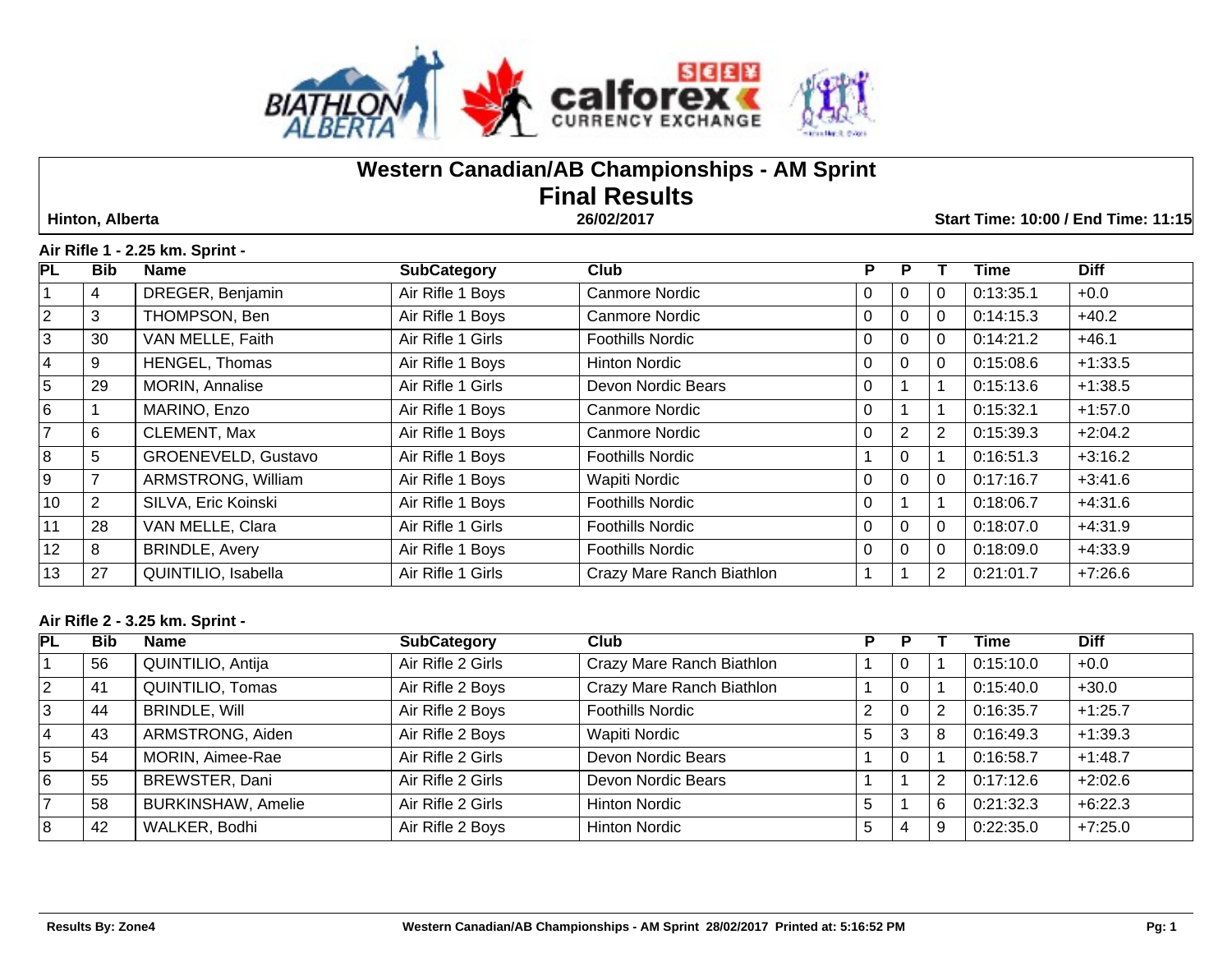# Western Canadian/AB Championships - AM Sprint

## Final Results

**Hinton, Alberta** | **26/02/2017** | **Start Time: 10:00 / End Time: 11:15**

### Air Rifle 1 - 2.25 km. Sprint -

| PL | Bib | Name | SubCategory | Club | P | P | T | Time | Diff |
|---|---|---|---|---|---|---|---|---|---|
| 1 | 4 | DREGER, Benjamin | Air Rifle 1 Boys | Canmore Nordic | 0 | 0 | 0 | 0:13:35.1 | +0.0 |
| 2 | 3 | THOMPSON, Ben | Air Rifle 1 Boys | Canmore Nordic | 0 | 0 | 0 | 0:14:15.3 | +40.2 |
| 3 | 30 | VAN MELLE, Faith | Air Rifle 1 Girls | Foothills Nordic | 0 | 0 | 0 | 0:14:21.2 | +46.1 |
| 4 | 9 | HENGEL, Thomas | Air Rifle 1 Boys | Hinton Nordic | 0 | 0 | 0 | 0:15:08.6 | +1:33.5 |
| 5 | 29 | MORIN, Annalise | Air Rifle 1 Girls | Devon Nordic Bears | 0 | 1 | 1 | 0:15:13.6 | +1:38.5 |
| 6 | 1 | MARINO, Enzo | Air Rifle 1 Boys | Canmore Nordic | 0 | 1 | 1 | 0:15:32.1 | +1:57.0 |
| 7 | 6 | CLEMENT, Max | Air Rifle 1 Boys | Canmore Nordic | 0 | 2 | 2 | 0:15:39.3 | +2:04.2 |
| 8 | 5 | GROENEVELD, Gustavo | Air Rifle 1 Boys | Foothills Nordic | 1 | 0 | 1 | 0:16:51.3 | +3:16.2 |
| 9 | 7 | ARMSTRONG, William | Air Rifle 1 Boys | Wapiti Nordic | 0 | 0 | 0 | 0:17:16.7 | +3:41.6 |
| 10 | 2 | SILVA, Eric Koinski | Air Rifle 1 Boys | Foothills Nordic | 0 | 1 | 1 | 0:18:06.7 | +4:31.6 |
| 11 | 28 | VAN MELLE, Clara | Air Rifle 1 Girls | Foothills Nordic | 0 | 0 | 0 | 0:18:07.0 | +4:31.9 |
| 12 | 8 | BRINDLE, Avery | Air Rifle 1 Boys | Foothills Nordic | 0 | 0 | 0 | 0:18:09.0 | +4:33.9 |
| 13 | 27 | QUINTILIO, Isabella | Air Rifle 1 Girls | Crazy Mare Ranch Biathlon | 1 | 1 | 2 | 0:21:01.7 | +7:26.6 |

### Air Rifle 2 - 3.25 km. Sprint -

| PL | Bib | Name | SubCategory | Club | P | P | T | Time | Diff |
|---|---|---|---|---|---|---|---|---|---|
| 1 | 56 | QUINTILIO, Antija | Air Rifle 2 Girls | Crazy Mare Ranch Biathlon | 1 | 0 | 1 | 0:15:10.0 | +0.0 |
| 2 | 41 | QUINTILIO, Tomas | Air Rifle 2 Boys | Crazy Mare Ranch Biathlon | 1 | 0 | 1 | 0:15:40.0 | +30.0 |
| 3 | 44 | BRINDLE, Will | Air Rifle 2 Boys | Foothills Nordic | 2 | 0 | 2 | 0:16:35.7 | +1:25.7 |
| 4 | 43 | ARMSTRONG, Aiden | Air Rifle 2 Boys | Wapiti Nordic | 5 | 3 | 8 | 0:16:49.3 | +1:39.3 |
| 5 | 54 | MORIN, Aimee-Rae | Air Rifle 2 Girls | Devon Nordic Bears | 1 | 0 | 1 | 0:16:58.7 | +1:48.7 |
| 6 | 55 | BREWSTER, Dani | Air Rifle 2 Girls | Devon Nordic Bears | 1 | 1 | 2 | 0:17:12.6 | +2:02.6 |
| 7 | 58 | BURKINSHAW, Amelie | Air Rifle 2 Girls | Hinton Nordic | 5 | 1 | 6 | 0:21:32.3 | +6:22.3 |
| 8 | 42 | WALKER, Bodhi | Air Rifle 2 Boys | Hinton Nordic | 5 | 4 | 9 | 0:22:35.0 | +7:25.0 |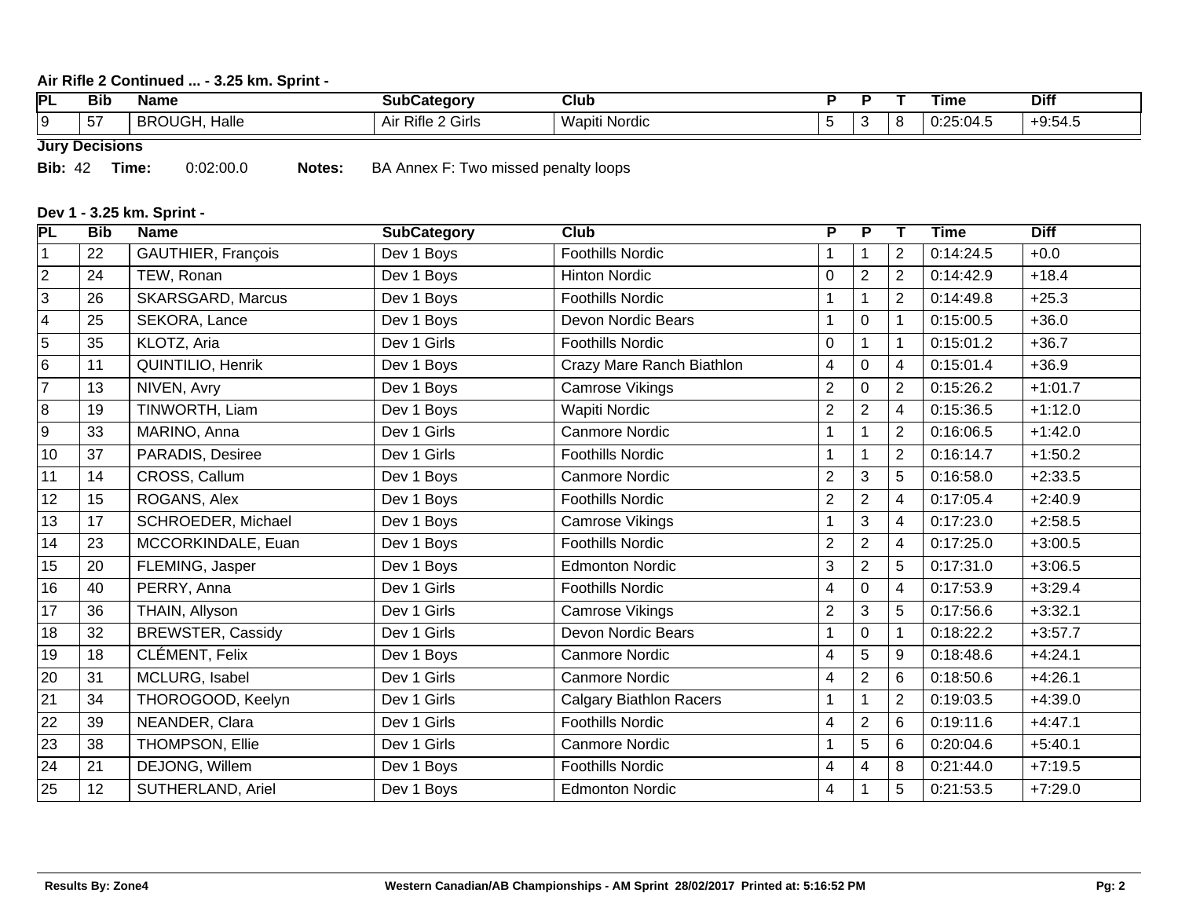### Air Rifle 2 Continued ... - 3.25 km. Sprint -

| PL | Bib | Name | SubCategory | Club | P | P | T | Time | Diff |
|---|---|---|---|---|---|---|---|---|---|
| 9 | 57 | BROUGH, Halle | Air Rifle 2 Girls | Wapiti Nordic | 5 | 3 | 8 | 0:25:04.5 | +9:54.5 |

**Jury Decisions**

**Bib:** 42 **Time:** 0:02:00.0 **Notes:** BA Annex F: Two missed penalty loops

### Dev 1 - 3.25 km. Sprint -

| PL | Bib | Name | SubCategory | Club | P | P | T | Time | Diff |
|---|---|---|---|---|---|---|---|---|---|
| 1 | 22 | GAUTHIER, François | Dev 1 Boys | Foothills Nordic | 1 | 1 | 2 | 0:14:24.5 | +0.0 |
| 2 | 24 | TEW, Ronan | Dev 1 Boys | Hinton Nordic | 0 | 2 | 2 | 0:14:42.9 | +18.4 |
| 3 | 26 | SKARSGARD, Marcus | Dev 1 Boys | Foothills Nordic | 1 | 1 | 2 | 0:14:49.8 | +25.3 |
| 4 | 25 | SEKORA, Lance | Dev 1 Boys | Devon Nordic Bears | 1 | 0 | 1 | 0:15:00.5 | +36.0 |
| 5 | 35 | KLOTZ, Aria | Dev 1 Girls | Foothills Nordic | 0 | 1 | 1 | 0:15:01.2 | +36.7 |
| 6 | 11 | QUINTILIO, Henrik | Dev 1 Boys | Crazy Mare Ranch Biathlon | 4 | 0 | 4 | 0:15:01.4 | +36.9 |
| 7 | 13 | NIVEN, Avry | Dev 1 Boys | Camrose Vikings | 2 | 0 | 2 | 0:15:26.2 | +1:01.7 |
| 8 | 19 | TINWORTH, Liam | Dev 1 Boys | Wapiti Nordic | 2 | 2 | 4 | 0:15:36.5 | +1:12.0 |
| 9 | 33 | MARINO, Anna | Dev 1 Girls | Canmore Nordic | 1 | 1 | 2 | 0:16:06.5 | +1:42.0 |
| 10 | 37 | PARADIS, Desiree | Dev 1 Girls | Foothills Nordic | 1 | 1 | 2 | 0:16:14.7 | +1:50.2 |
| 11 | 14 | CROSS, Callum | Dev 1 Boys | Canmore Nordic | 2 | 3 | 5 | 0:16:58.0 | +2:33.5 |
| 12 | 15 | ROGANS, Alex | Dev 1 Boys | Foothills Nordic | 2 | 2 | 4 | 0:17:05.4 | +2:40.9 |
| 13 | 17 | SCHROEDER, Michael | Dev 1 Boys | Camrose Vikings | 1 | 3 | 4 | 0:17:23.0 | +2:58.5 |
| 14 | 23 | MCCORKINDALE, Euan | Dev 1 Boys | Foothills Nordic | 2 | 2 | 4 | 0:17:25.0 | +3:00.5 |
| 15 | 20 | FLEMING, Jasper | Dev 1 Boys | Edmonton Nordic | 3 | 2 | 5 | 0:17:31.0 | +3:06.5 |
| 16 | 40 | PERRY, Anna | Dev 1 Girls | Foothills Nordic | 4 | 0 | 4 | 0:17:53.9 | +3:29.4 |
| 17 | 36 | THAIN, Allyson | Dev 1 Girls | Camrose Vikings | 2 | 3 | 5 | 0:17:56.6 | +3:32.1 |
| 18 | 32 | BREWSTER, Cassidy | Dev 1 Girls | Devon Nordic Bears | 1 | 0 | 1 | 0:18:22.2 | +3:57.7 |
| 19 | 18 | CLÉMENT, Felix | Dev 1 Boys | Canmore Nordic | 4 | 5 | 9 | 0:18:48.6 | +4:24.1 |
| 20 | 31 | MCLURG, Isabel | Dev 1 Girls | Canmore Nordic | 4 | 2 | 6 | 0:18:50.6 | +4:26.1 |
| 21 | 34 | THOROGOOD, Keelyn | Dev 1 Girls | Calgary Biathlon Racers | 1 | 1 | 2 | 0:19:03.5 | +4:39.0 |
| 22 | 39 | NEANDER, Clara | Dev 1 Girls | Foothills Nordic | 4 | 2 | 6 | 0:19:11.6 | +4:47.1 |
| 23 | 38 | THOMPSON, Ellie | Dev 1 Girls | Canmore Nordic | 1 | 5 | 6 | 0:20:04.6 | +5:40.1 |
| 24 | 21 | DEJONG, Willem | Dev 1 Boys | Foothills Nordic | 4 | 4 | 8 | 0:21:44.0 | +7:19.5 |
| 25 | 12 | SUTHERLAND, Ariel | Dev 1 Boys | Edmonton Nordic | 4 | 1 | 5 | 0:21:53.5 | +7:29.0 |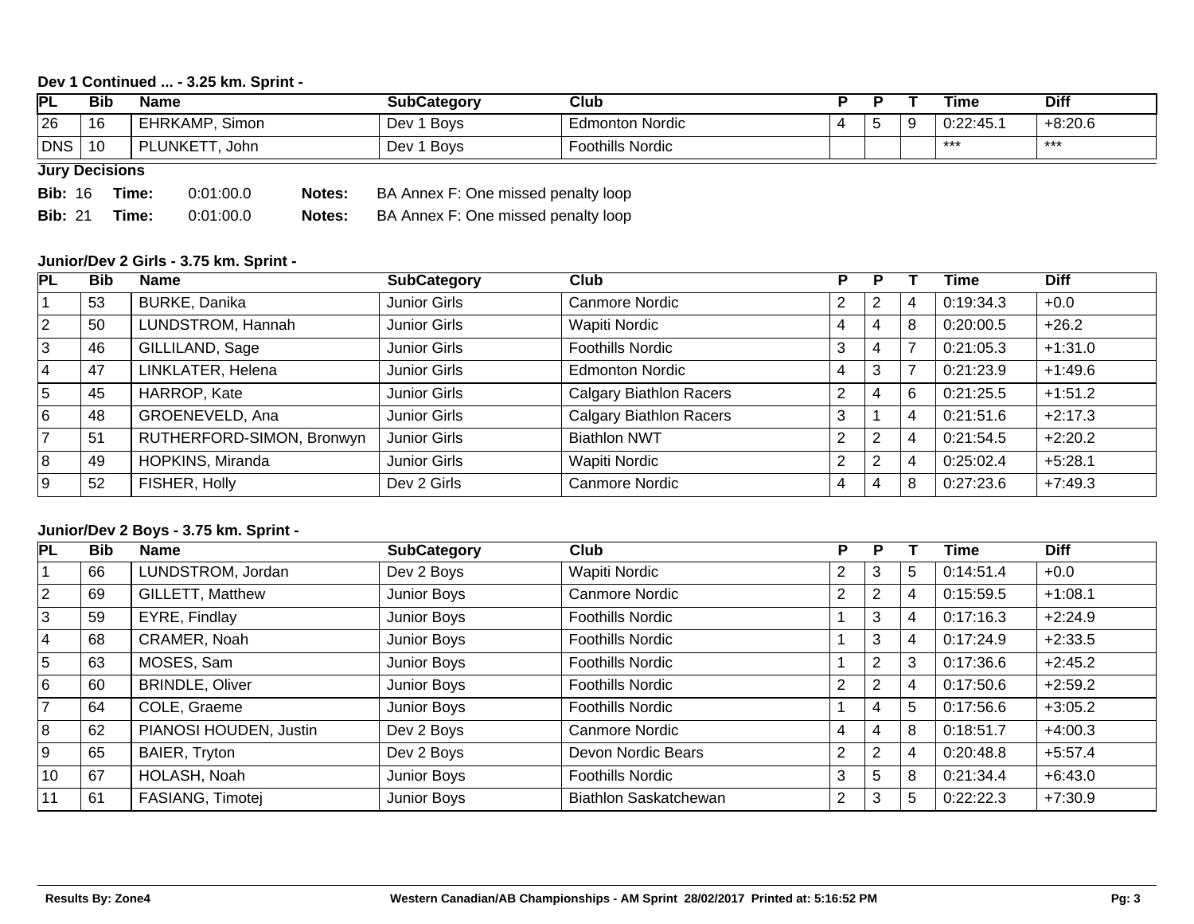### Dev 1 Continued ... - 3.25 km. Sprint -

| PL | Bib | Name | SubCategory | Club | P | P | T | Time | Diff |
|---|---|---|---|---|---|---|---|---|---|
| 26 | 16 | EHRKAMP, Simon | Dev 1 Boys | Edmonton Nordic | 4 | 5 | 9 | 0:22:45.1 | +8:20.6 |
| DNS | 10 | PLUNKETT, John | Dev 1 Boys | Foothills Nordic | | | | *** | *** |

**Jury Decisions**

**Bib:** 16 **Time:** 0:01:00.0 **Notes:** BA Annex F: One missed penalty loop

**Bib:** 21 **Time:** 0:01:00.0 **Notes:** BA Annex F: One missed penalty loop

### Junior/Dev 2 Girls - 3.75 km. Sprint -

| PL | Bib | Name | SubCategory | Club | P | P | T | Time | Diff |
|---|---|---|---|---|---|---|---|---|---|
| 1 | 53 | BURKE, Danika | Junior Girls | Canmore Nordic | 2 | 2 | 4 | 0:19:34.3 | +0.0 |
| 2 | 50 | LUNDSTROM, Hannah | Junior Girls | Wapiti Nordic | 4 | 4 | 8 | 0:20:00.5 | +26.2 |
| 3 | 46 | GILLILAND, Sage | Junior Girls | Foothills Nordic | 3 | 4 | 7 | 0:21:05.3 | +1:31.0 |
| 4 | 47 | LINKLATER, Helena | Junior Girls | Edmonton Nordic | 4 | 3 | 7 | 0:21:23.9 | +1:49.6 |
| 5 | 45 | HARROP, Kate | Junior Girls | Calgary Biathlon Racers | 2 | 4 | 6 | 0:21:25.5 | +1:51.2 |
| 6 | 48 | GROENEVELD, Ana | Junior Girls | Calgary Biathlon Racers | 3 | 1 | 4 | 0:21:51.6 | +2:17.3 |
| 7 | 51 | RUTHERFORD-SIMON, Bronwyn | Junior Girls | Biathlon NWT | 2 | 2 | 4 | 0:21:54.5 | +2:20.2 |
| 8 | 49 | HOPKINS, Miranda | Junior Girls | Wapiti Nordic | 2 | 2 | 4 | 0:25:02.4 | +5:28.1 |
| 9 | 52 | FISHER, Holly | Dev 2 Girls | Canmore Nordic | 4 | 4 | 8 | 0:27:23.6 | +7:49.3 |

### Junior/Dev 2 Boys - 3.75 km. Sprint -

| PL | Bib | Name | SubCategory | Club | P | P | T | Time | Diff |
|---|---|---|---|---|---|---|---|---|---|
| 1 | 66 | LUNDSTROM, Jordan | Dev 2 Boys | Wapiti Nordic | 2 | 3 | 5 | 0:14:51.4 | +0.0 |
| 2 | 69 | GILLETT, Matthew | Junior Boys | Canmore Nordic | 2 | 2 | 4 | 0:15:59.5 | +1:08.1 |
| 3 | 59 | EYRE, Findlay | Junior Boys | Foothills Nordic | 1 | 3 | 4 | 0:17:16.3 | +2:24.9 |
| 4 | 68 | CRAMER, Noah | Junior Boys | Foothills Nordic | 1 | 3 | 4 | 0:17:24.9 | +2:33.5 |
| 5 | 63 | MOSES, Sam | Junior Boys | Foothills Nordic | 1 | 2 | 3 | 0:17:36.6 | +2:45.2 |
| 6 | 60 | BRINDLE, Oliver | Junior Boys | Foothills Nordic | 2 | 2 | 4 | 0:17:50.6 | +2:59.2 |
| 7 | 64 | COLE, Graeme | Junior Boys | Foothills Nordic | 1 | 4 | 5 | 0:17:56.6 | +3:05.2 |
| 8 | 62 | PIANOSI HOUDEN, Justin | Dev 2 Boys | Canmore Nordic | 4 | 4 | 8 | 0:18:51.7 | +4:00.3 |
| 9 | 65 | BAIER, Tryton | Dev 2 Boys | Devon Nordic Bears | 2 | 2 | 4 | 0:20:48.8 | +5:57.4 |
| 10 | 67 | HOLASH, Noah | Junior Boys | Foothills Nordic | 3 | 5 | 8 | 0:21:34.4 | +6:43.0 |
| 11 | 61 | FASIANG, Timotej | Junior Boys | Biathlon Saskatchewan | 2 | 3 | 5 | 0:22:22.3 | +7:30.9 |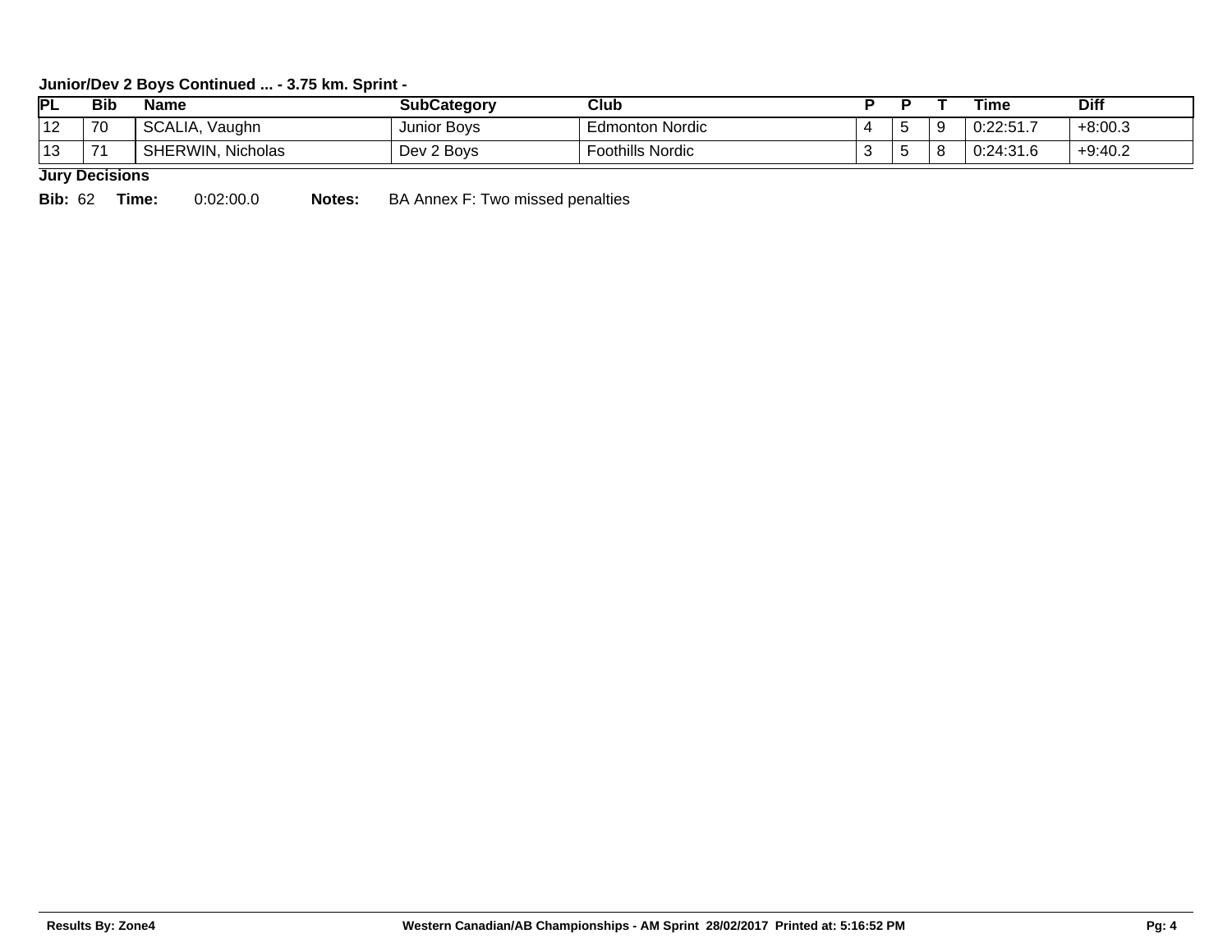**Junior/Dev 2 Boys Continued ... - 3.75 km. Sprint -**

| PL | Bib | Name | SubCategory | Club | P | P | T | Time | Diff |
|---|---|---|---|---|---|---|---|---|---|
| 12 | 70 | SCALIA, Vaughn | Junior Boys | Edmonton Nordic | 4 | 5 | 9 | 0:22:51.7 | +8:00.3 |
| 13 | 71 | SHERWIN, Nicholas | Dev 2 Boys | Foothills Nordic | 3 | 5 | 8 | 0:24:31.6 | +9:40.2 |

**Jury Decisions**

**Bib:** 62 **Time:** 0:02:00.0 **Notes:** BA Annex F: Two missed penalties